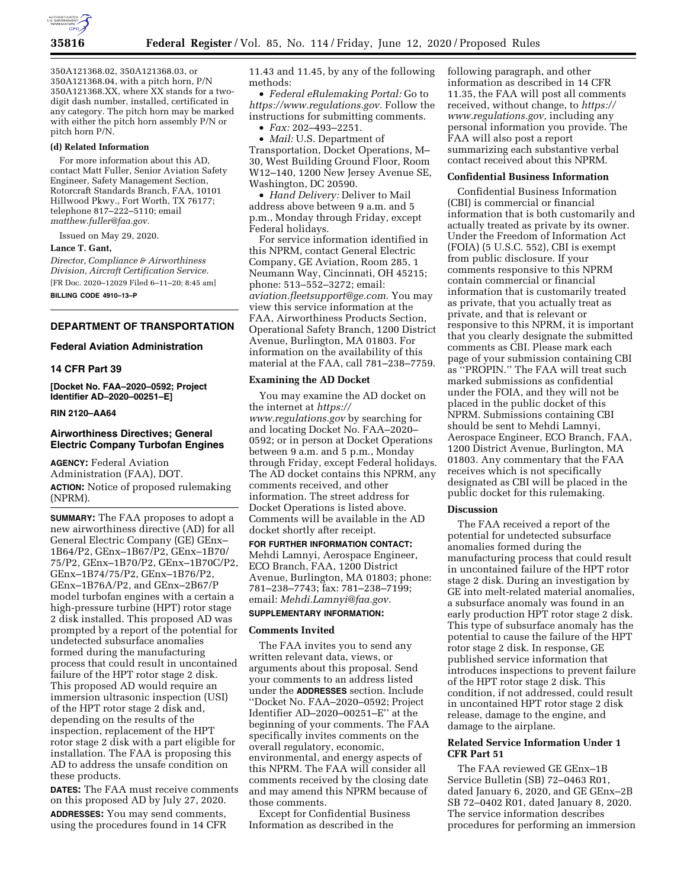350A121368.02, 350A121368.03, or 350A121368.04, with a pitch horn, P/N 350A121368.XX, where XX stands for a two-digit dash number, installed, certificated in any category. The pitch horn may be marked with either the pitch horn assembly P/N or pitch horn P/N.

**(d) Related Information**

For more information about this AD, contact Matt Fuller, Senior Aviation Safety Engineer, Safety Management Section, Rotorcraft Standards Branch, FAA, 10101 Hillwood Pkwy., Fort Worth, TX 76177; telephone 817–222–5110; email *matthew.fuller@faa.gov.*

Issued on May 29, 2020.

**Lance T. Gant,**

*Director, Compliance & Airworthiness Division, Aircraft Certification Service.*

[FR Doc. 2020–12029 Filed 6–11–20; 8:45 am]

**BILLING CODE 4910–13–P**

## DEPARTMENT OF TRANSPORTATION

### Federal Aviation Administration

### 14 CFR Part 39

**[Docket No. FAA–2020–0592; Project Identifier AD–2020–00251–E]**

**RIN 2120–AA64**

### Airworthiness Directives; General Electric Company Turbofan Engines

**AGENCY:** Federal Aviation Administration (FAA), DOT.

**ACTION:** Notice of proposed rulemaking (NPRM).

**SUMMARY:** The FAA proposes to adopt a new airworthiness directive (AD) for all General Electric Company (GE) GEnx–1B64/P2, GEnx–1B67/P2, GEnx–1B70/75/P2, GEnx–1B70/P2, GEnx–1B70C/P2, GEnx–1B74/75/P2, GEnx–1B76/P2, GEnx–1B76A/P2, and GEnx–2B67/P model turbofan engines with a certain a high-pressure turbine (HPT) rotor stage 2 disk installed. This proposed AD was prompted by a report of the potential for undetected subsurface anomalies formed during the manufacturing process that could result in uncontained failure of the HPT rotor stage 2 disk. This proposed AD would require an immersion ultrasonic inspection (USI) of the HPT rotor stage 2 disk and, depending on the results of the inspection, replacement of the HPT rotor stage 2 disk with a part eligible for installation. The FAA is proposing this AD to address the unsafe condition on these products.

**DATES:** The FAA must receive comments on this proposed AD by July 27, 2020.

**ADDRESSES:** You may send comments, using the procedures found in 14 CFR 11.43 and 11.45, by any of the following methods:

- *Federal eRulemaking Portal:* Go to *https://www.regulations.gov.* Follow the instructions for submitting comments.
- *Fax:* 202–493–2251.
- *Mail:* U.S. Department of Transportation, Docket Operations, M–30, West Building Ground Floor, Room W12–140, 1200 New Jersey Avenue SE, Washington, DC 20590.
- *Hand Delivery:* Deliver to Mail address above between 9 a.m. and 5 p.m., Monday through Friday, except Federal holidays.

For service information identified in this NPRM, contact General Electric Company, GE Aviation, Room 285, 1 Neumann Way, Cincinnati, OH 45215; phone: 513–552–3272; email: *aviation.fleetsupport@ge.com.* You may view this service information at the FAA, Airworthiness Products Section, Operational Safety Branch, 1200 District Avenue, Burlington, MA 01803. For information on the availability of this material at the FAA, call 781–238–7759.

**Examining the AD Docket**

You may examine the AD docket on the internet at *https://www.regulations.gov* by searching for and locating Docket No. FAA–2020–0592; or in person at Docket Operations between 9 a.m. and 5 p.m., Monday through Friday, except Federal holidays. The AD docket contains this NPRM, any comments received, and other information. The street address for Docket Operations is listed above. Comments will be available in the AD docket shortly after receipt.

**FOR FURTHER INFORMATION CONTACT:** Mehdi Lamnyi, Aerospace Engineer, ECO Branch, FAA, 1200 District Avenue, Burlington, MA 01803; phone: 781–238–7743; fax: 781–238–7199; email: *Mehdi.Lamnyi@faa.gov.*

**SUPPLEMENTARY INFORMATION:**

**Comments Invited**

The FAA invites you to send any written relevant data, views, or arguments about this proposal. Send your comments to an address listed under the **ADDRESSES** section. Include ''Docket No. FAA–2020–0592; Project Identifier AD–2020–00251–E'' at the beginning of your comments. The FAA specifically invites comments on the overall regulatory, economic, environmental, and energy aspects of this NPRM. The FAA will consider all comments received by the closing date and may amend this NPRM because of those comments.

Except for Confidential Business Information as described in the following paragraph, and other information as described in 14 CFR 11.35, the FAA will post all comments received, without change, to *https://www.regulations.gov,* including any personal information you provide. The FAA will also post a report summarizing each substantive verbal contact received about this NPRM.

**Confidential Business Information**

Confidential Business Information (CBI) is commercial or financial information that is both customarily and actually treated as private by its owner. Under the Freedom of Information Act (FOIA) (5 U.S.C. 552), CBI is exempt from public disclosure. If your comments responsive to this NPRM contain commercial or financial information that is customarily treated as private, that you actually treat as private, and that is relevant or responsive to this NPRM, it is important that you clearly designate the submitted comments as CBI. Please mark each page of your submission containing CBI as ''PROPIN.'' The FAA will treat such marked submissions as confidential under the FOIA, and they will not be placed in the public docket of this NPRM. Submissions containing CBI should be sent to Mehdi Lamnyi, Aerospace Engineer, ECO Branch, FAA, 1200 District Avenue, Burlington, MA 01803. Any commentary that the FAA receives which is not specifically designated as CBI will be placed in the public docket for this rulemaking.

**Discussion**

The FAA received a report of the potential for undetected subsurface anomalies formed during the manufacturing process that could result in uncontained failure of the HPT rotor stage 2 disk. During an investigation by GE into melt-related material anomalies, a subsurface anomaly was found in an early production HPT rotor stage 2 disk. This type of subsurface anomaly has the potential to cause the failure of the HPT rotor stage 2 disk. In response, GE published service information that introduces inspections to prevent failure of the HPT rotor stage 2 disk. This condition, if not addressed, could result in uncontained HPT rotor stage 2 disk release, damage to the engine, and damage to the airplane.

**Related Service Information Under 1 CFR Part 51**

The FAA reviewed GE GEnx–1B Service Bulletin (SB) 72–0463 R01, dated January 6, 2020, and GE GEnx–2B SB 72–0402 R01, dated January 8, 2020. The service information describes procedures for performing an immersion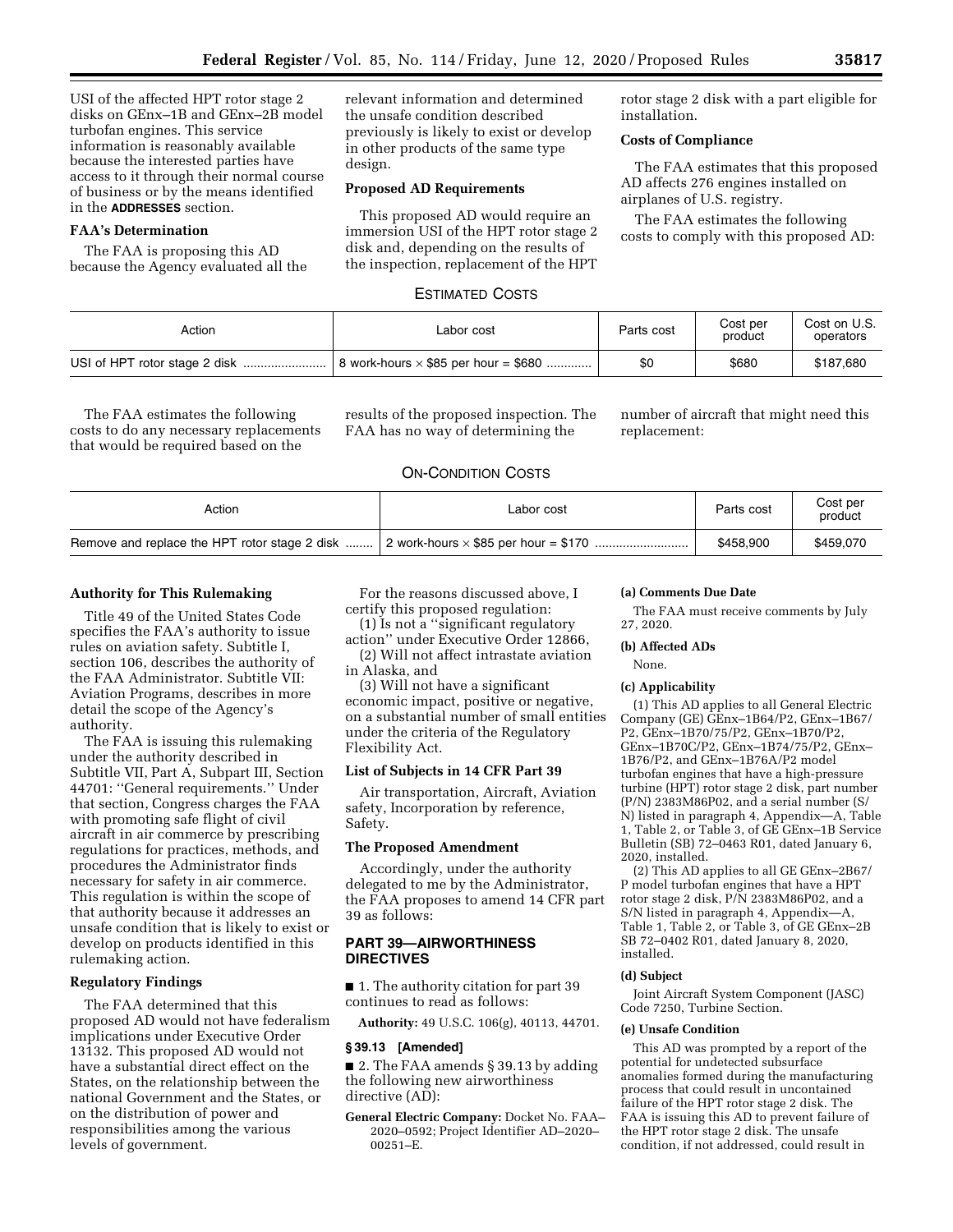USI of the affected HPT rotor stage 2 disks on GEnx–1B and GEnx–2B model turbofan engines. This service information is reasonably available because the interested parties have access to it through their normal course of business or by the means identified in the **ADDRESSES** section.

**FAA's Determination**

The FAA is proposing this AD because the Agency evaluated all the relevant information and determined the unsafe condition described previously is likely to exist or develop in other products of the same type design.

**Proposed AD Requirements**

This proposed AD would require an immersion USI of the HPT rotor stage 2 disk and, depending on the results of the inspection, replacement of the HPT rotor stage 2 disk with a part eligible for installation.

**Costs of Compliance**

The FAA estimates that this proposed AD affects 276 engines installed on airplanes of U.S. registry.

The FAA estimates the following costs to comply with this proposed AD:

ESTIMATED COSTS

| Action | Labor cost | Parts cost | Cost per product | Cost on U.S. operators |
|---|---|---|---|---|
| USI of HPT rotor stage 2 disk | 8 work-hours × $85 per hour = $680 | $0 | $680 | $187,680 |

The FAA estimates the following costs to do any necessary replacements that would be required based on the results of the proposed inspection. The FAA has no way of determining the number of aircraft that might need this replacement:

ON-CONDITION COSTS

| Action | Labor cost | Parts cost | Cost per product |
|---|---|---|---|
| Remove and replace the HPT rotor stage 2 disk | 2 work-hours × $85 per hour = $170 | $458,900 | $459,070 |

**Authority for This Rulemaking**

Title 49 of the United States Code specifies the FAA's authority to issue rules on aviation safety. Subtitle I, section 106, describes the authority of the FAA Administrator. Subtitle VII: Aviation Programs, describes in more detail the scope of the Agency's authority.

The FAA is issuing this rulemaking under the authority described in Subtitle VII, Part A, Subpart III, Section 44701: "General requirements." Under that section, Congress charges the FAA with promoting safe flight of civil aircraft in air commerce by prescribing regulations for practices, methods, and procedures the Administrator finds necessary for safety in air commerce. This regulation is within the scope of that authority because it addresses an unsafe condition that is likely to exist or develop on products identified in this rulemaking action.

**Regulatory Findings**

The FAA determined that this proposed AD would not have federalism implications under Executive Order 13132. This proposed AD would not have a substantial direct effect on the States, on the relationship between the national Government and the States, or on the distribution of power and responsibilities among the various levels of government.

For the reasons discussed above, I certify this proposed regulation:

(1) Is not a "significant regulatory action" under Executive Order 12866,

(2) Will not affect intrastate aviation in Alaska, and

(3) Will not have a significant economic impact, positive or negative, on a substantial number of small entities under the criteria of the Regulatory Flexibility Act.

**List of Subjects in 14 CFR Part 39**

Air transportation, Aircraft, Aviation safety, Incorporation by reference, Safety.

**The Proposed Amendment**

Accordingly, under the authority delegated to me by the Administrator, the FAA proposes to amend 14 CFR part 39 as follows:

## PART 39—AIRWORTHINESS DIRECTIVES

■ 1. The authority citation for part 39 continues to read as follows:

**Authority:** 49 U.S.C. 106(g), 40113, 44701.

**§ 39.13 [Amended]**

■ 2. The FAA amends § 39.13 by adding the following new airworthiness directive (AD):

**General Electric Company:** Docket No. FAA–2020–0592; Project Identifier AD–2020–00251–E.

**(a) Comments Due Date**

The FAA must receive comments by July 27, 2020.

**(b) Affected ADs**

None.

**(c) Applicability**

(1) This AD applies to all General Electric Company (GE) GEnx–1B64/P2, GEnx–1B67/P2, GEnx–1B70/75/P2, GEnx–1B70/P2, GEnx–1B70C/P2, GEnx–1B74/75/P2, GEnx–1B76/P2, and GEnx–1B76A/P2 model turbofan engines that have a high-pressure turbine (HPT) rotor stage 2 disk, part number (P/N) 2383M86P02, and a serial number (S/N) listed in paragraph 4, Appendix—A, Table 1, Table 2, or Table 3, of GE GEnx–1B Service Bulletin (SB) 72–0463 R01, dated January 6, 2020, installed.

(2) This AD applies to all GE GEnx–2B67/P model turbofan engines that have a HPT rotor stage 2 disk, P/N 2383M86P02, and a S/N listed in paragraph 4, Appendix—A, Table 1, Table 2, or Table 3, of GE GEnx–2B SB 72–0402 R01, dated January 8, 2020, installed.

**(d) Subject**

Joint Aircraft System Component (JASC) Code 7250, Turbine Section.

**(e) Unsafe Condition**

This AD was prompted by a report of the potential for undetected subsurface anomalies formed during the manufacturing process that could result in uncontained failure of the HPT rotor stage 2 disk. The FAA is issuing this AD to prevent failure of the HPT rotor stage 2 disk. The unsafe condition, if not addressed, could result in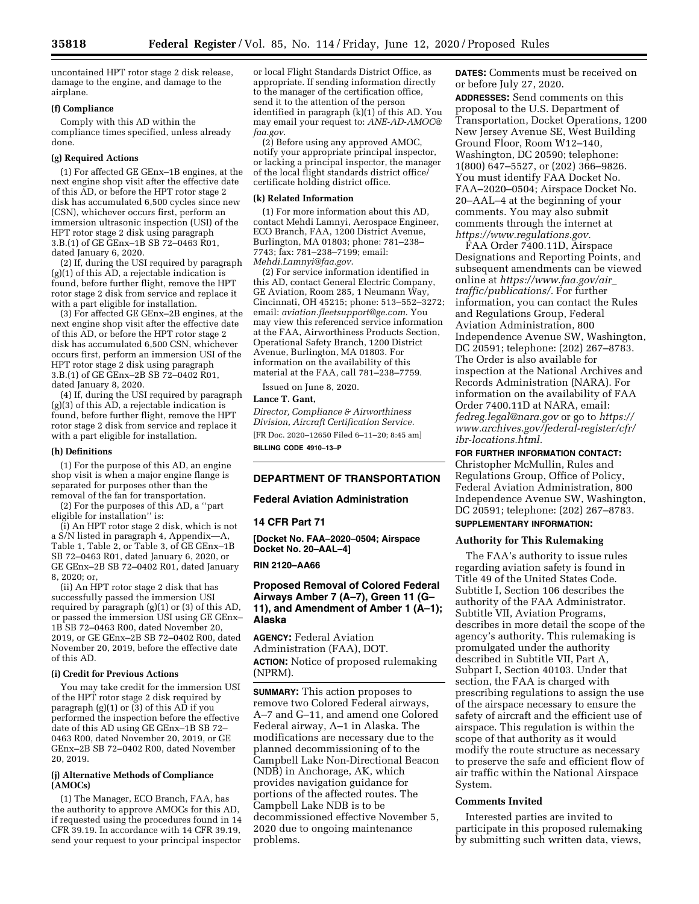uncontained HPT rotor stage 2 disk release, damage to the engine, and damage to the airplane.

**(f) Compliance**

Comply with this AD within the compliance times specified, unless already done.

**(g) Required Actions**

(1) For affected GE GEnx–1B engines, at the next engine shop visit after the effective date of this AD, or before the HPT rotor stage 2 disk has accumulated 6,500 cycles since new (CSN), whichever occurs first, perform an immersion ultrasonic inspection (USI) of the HPT rotor stage 2 disk using paragraph 3.B.(1) of GE GEnx–1B SB 72–0463 R01, dated January 6, 2020.

(2) If, during the USI required by paragraph (g)(1) of this AD, a rejectable indication is found, before further flight, remove the HPT rotor stage 2 disk from service and replace it with a part eligible for installation.

(3) For affected GE GEnx–2B engines, at the next engine shop visit after the effective date of this AD, or before the HPT rotor stage 2 disk has accumulated 6,500 CSN, whichever occurs first, perform an immersion USI of the HPT rotor stage 2 disk using paragraph 3.B.(1) of GE GEnx–2B SB 72–0402 R01, dated January 8, 2020.

(4) If, during the USI required by paragraph (g)(3) of this AD, a rejectable indication is found, before further flight, remove the HPT rotor stage 2 disk from service and replace it with a part eligible for installation.

**(h) Definitions**

(1) For the purpose of this AD, an engine shop visit is when a major engine flange is separated for purposes other than the removal of the fan for transportation.

(2) For the purposes of this AD, a ''part eligible for installation'' is:

(i) An HPT rotor stage 2 disk, which is not a S/N listed in paragraph 4, Appendix—A, Table 1, Table 2, or Table 3, of GE GEnx–1B SB 72–0463 R01, dated January 6, 2020, or GE GEnx–2B SB 72–0402 R01, dated January 8, 2020; or,

(ii) An HPT rotor stage 2 disk that has successfully passed the immersion USI required by paragraph (g)(1) or (3) of this AD, or passed the immersion USI using GE GEnx–1B SB 72–0463 R00, dated November 20, 2019, or GE GEnx–2B SB 72–0402 R00, dated November 20, 2019, before the effective date of this AD.

**(i) Credit for Previous Actions**

You may take credit for the immersion USI of the HPT rotor stage 2 disk required by paragraph (g)(1) or (3) of this AD if you performed the inspection before the effective date of this AD using GE GEnx–1B SB 72–0463 R00, dated November 20, 2019, or GE GEnx–2B SB 72–0402 R00, dated November 20, 2019.

**(j) Alternative Methods of Compliance (AMOCs)**

(1) The Manager, ECO Branch, FAA, has the authority to approve AMOCs for this AD, if requested using the procedures found in 14 CFR 39.19. In accordance with 14 CFR 39.19, send your request to your principal inspector or local Flight Standards District Office, as appropriate. If sending information directly to the manager of the certification office, send it to the attention of the person identified in paragraph (k)(1) of this AD. You may email your request to: *ANE-AD-AMOC@faa.gov*.

(2) Before using any approved AMOC, notify your appropriate principal inspector, or lacking a principal inspector, the manager of the local flight standards district office/certificate holding district office.

**(k) Related Information**

(1) For more information about this AD, contact Mehdi Lamnyi, Aerospace Engineer, ECO Branch, FAA, 1200 District Avenue, Burlington, MA 01803; phone: 781–238–7743; fax: 781–238–7199; email: *Mehdi.Lamnyi@faa.gov*.

(2) For service information identified in this AD, contact General Electric Company, GE Aviation, Room 285, 1 Neumann Way, Cincinnati, OH 45215; phone: 513–552–3272; email: *aviation.fleetsupport@ge.com*. You may view this referenced service information at the FAA, Airworthiness Products Section, Operational Safety Branch, 1200 District Avenue, Burlington, MA 01803. For information on the availability of this material at the FAA, call 781–238–7759.

Issued on June 8, 2020.

**Lance T. Gant,**

*Director, Compliance & Airworthiness Division, Aircraft Certification Service.*

[FR Doc. 2020–12650 Filed 6–11–20; 8:45 am]

**BILLING CODE 4910–13–P**

---

## DEPARTMENT OF TRANSPORTATION

### Federal Aviation Administration

### 14 CFR Part 71

**[Docket No. FAA–2020–0504; Airspace Docket No. 20–AAL–4]**

**RIN 2120–AA66**

## Proposed Removal of Colored Federal Airways Amber 7 (A–7), Green 11 (G–11), and Amendment of Amber 1 (A–1); Alaska

**AGENCY:** Federal Aviation Administration (FAA), DOT.

**ACTION:** Notice of proposed rulemaking (NPRM).

**SUMMARY:** This action proposes to remove two Colored Federal airways, A–7 and G–11, and amend one Colored Federal airway, A–1 in Alaska. The modifications are necessary due to the planned decommissioning of to the Campbell Lake Non-Directional Beacon (NDB) in Anchorage, AK, which provides navigation guidance for portions of the affected routes. The Campbell Lake NDB is to be decommissioned effective November 5, 2020 due to ongoing maintenance problems.

**DATES:** Comments must be received on or before July 27, 2020.

**ADDRESSES:** Send comments on this proposal to the U.S. Department of Transportation, Docket Operations, 1200 New Jersey Avenue SE, West Building Ground Floor, Room W12–140, Washington, DC 20590; telephone: 1(800) 647–5527, or (202) 366–9826. You must identify FAA Docket No. FAA–2020–0504; Airspace Docket No. 20–AAL–4 at the beginning of your comments. You may also submit comments through the internet at *https://www.regulations.gov*.

FAA Order 7400.11D, Airspace Designations and Reporting Points, and subsequent amendments can be viewed online at *https://www.faa.gov/air_traffic/publications/*. For further information, you can contact the Rules and Regulations Group, Federal Aviation Administration, 800 Independence Avenue SW, Washington, DC 20591; telephone: (202) 267–8783. The Order is also available for inspection at the National Archives and Records Administration (NARA). For information on the availability of FAA Order 7400.11D at NARA, email: *fedreg.legal@nara.gov* or go to *https://www.archives.gov/federal-register/cfr/ibr-locations.html*.

**FOR FURTHER INFORMATION CONTACT:** Christopher McMullin, Rules and Regulations Group, Office of Policy, Federal Aviation Administration, 800 Independence Avenue SW, Washington, DC 20591; telephone: (202) 267–8783.

**SUPPLEMENTARY INFORMATION:**

**Authority for This Rulemaking**

The FAA's authority to issue rules regarding aviation safety is found in Title 49 of the United States Code. Subtitle I, Section 106 describes the authority of the FAA Administrator. Subtitle VII, Aviation Programs, describes in more detail the scope of the agency's authority. This rulemaking is promulgated under the authority described in Subtitle VII, Part A, Subpart I, Section 40103. Under that section, the FAA is charged with prescribing regulations to assign the use of the airspace necessary to ensure the safety of aircraft and the efficient use of airspace. This regulation is within the scope of that authority as it would modify the route structure as necessary to preserve the safe and efficient flow of air traffic within the National Airspace System.

**Comments Invited**

Interested parties are invited to participate in this proposed rulemaking by submitting such written data, views,